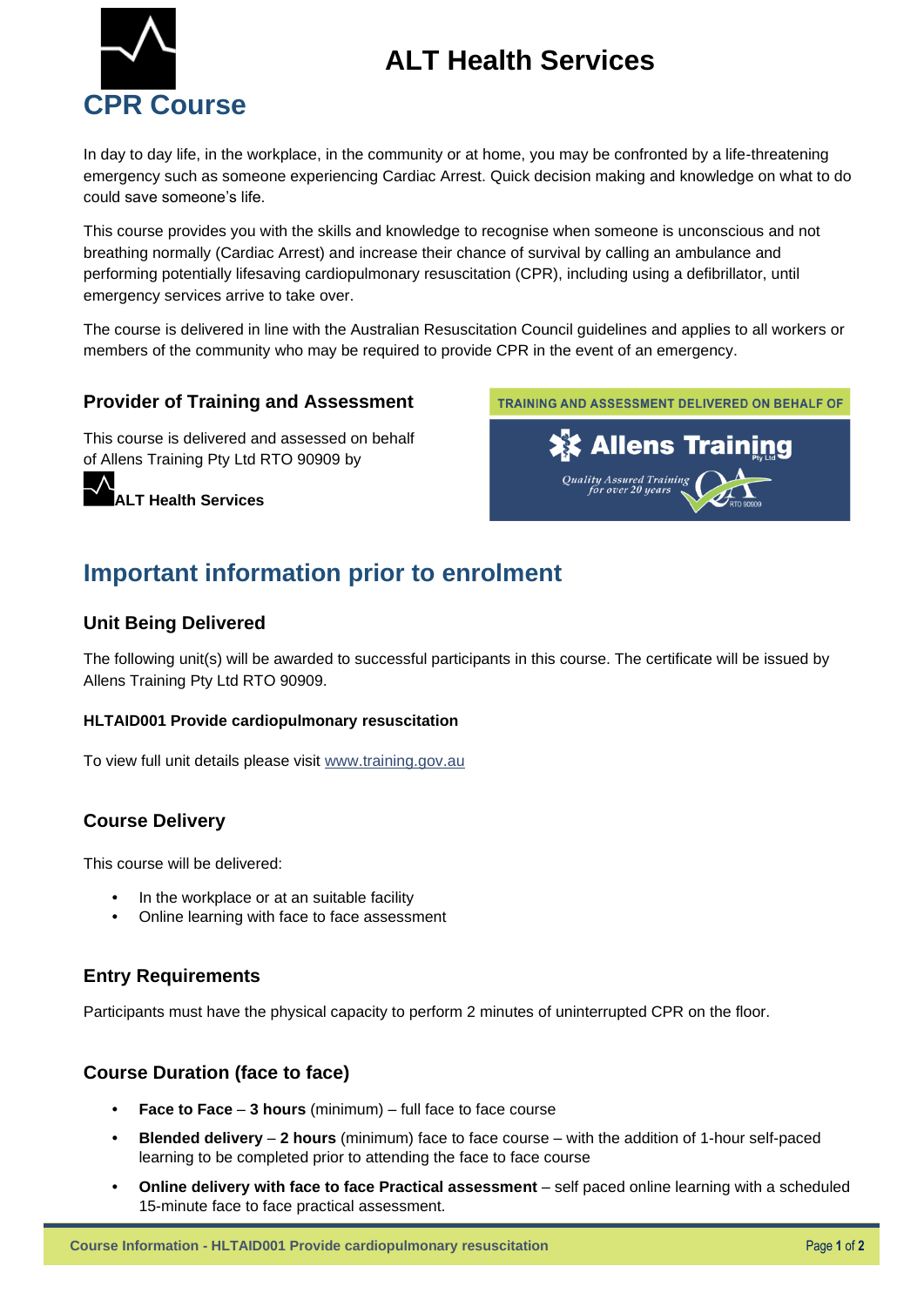# ALT Health Services

## CPR Course

In day to day life, in the workplace, in the community or at home, you may be confronted by a life-threatening emergency such as someone experiencing Cardiac Arrest. Quick decision making and knowledge on what to do could save someone's life.

This course provides you with the skills and knowledge to recognise when someone is unconscious and not breathing normally (Cardiac Arrest) and increase their chance of survival by calling an ambulance and performing potentially lifesaving cardiopulmonary resuscitation (CPR), including using a defibrillator, until emergency services arrive to take over.

The course is delivered in line with the Australian Resuscitation Council guidelines and applies to all workers or members of the community who may be required to provide CPR in the event of an emergency.

### Provider of Training and Assessment

This course is delivered and assessed on behalf of Allens Training Pty Ltd RTO 90909 by

**ALT Health Services**

TRAINING AND ASSESSMENT DELIVERED ON BEHALF OF

Allens Training Pty Ltd

*Quality Assured Training for over 20 years*

RTO 90909

## Important information prior to enrolment

### Unit Being Delivered

The following unit(s) will be awarded to successful participants in this course. The certificate will be issued by Allens Training Pty Ltd RTO 90909.

**HLTAID001 Provide cardiopulmonary resuscitation**

To view full unit details please visit www.training.gov.au

### Course Delivery

This course will be delivered:

- In the workplace or at an suitable facility
- Online learning with face to face assessment

### Entry Requirements

Participants must have the physical capacity to perform 2 minutes of uninterrupted CPR on the floor.

### Course Duration (face to face)

- **Face to Face** – **3 hours** (minimum) – full face to face course
- **Blended delivery** – **2 hours** (minimum) face to face course – with the addition of 1-hour self-paced learning to be completed prior to attending the face to face course
- **Online delivery with face to face Practical assessment** – self paced online learning with a scheduled 15-minute face to face practical assessment.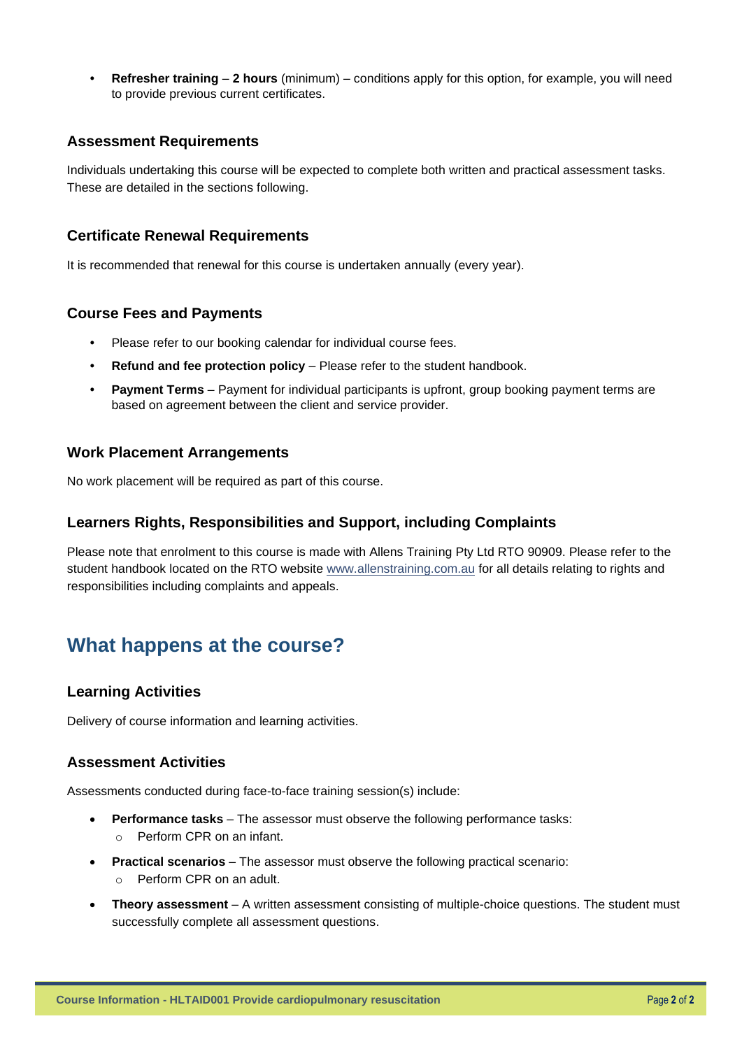- **Refresher training** – **2 hours** (minimum) – conditions apply for this option, for example, you will need to provide previous current certificates.

### Assessment Requirements

Individuals undertaking this course will be expected to complete both written and practical assessment tasks. These are detailed in the sections following.

### Certificate Renewal Requirements

It is recommended that renewal for this course is undertaken annually (every year).

### Course Fees and Payments

- Please refer to our booking calendar for individual course fees.
- **Refund and fee protection policy** – Please refer to the student handbook.
- **Payment Terms** – Payment for individual participants is upfront, group booking payment terms are based on agreement between the client and service provider.

### Work Placement Arrangements

No work placement will be required as part of this course.

### Learners Rights, Responsibilities and Support, including Complaints

Please note that enrolment to this course is made with Allens Training Pty Ltd RTO 90909. Please refer to the student handbook located on the RTO website www.allenstraining.com.au for all details relating to rights and responsibilities including complaints and appeals.

## What happens at the course?

### Learning Activities

Delivery of course information and learning activities.

### Assessment Activities

Assessments conducted during face-to-face training session(s) include:

- **Performance tasks** – The assessor must observe the following performance tasks:
  - Perform CPR on an infant.
- **Practical scenarios** – The assessor must observe the following practical scenario:
  - Perform CPR on an adult.
- **Theory assessment** – A written assessment consisting of multiple-choice questions. The student must successfully complete all assessment questions.